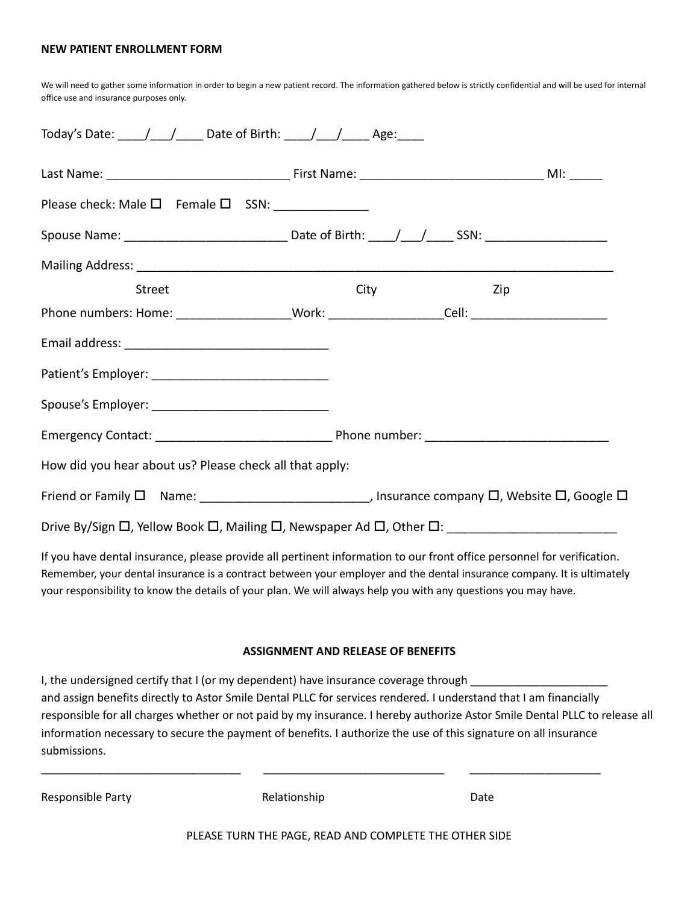**NEW PATIENT ENROLLMENT FORM**

We will need to gather some information in order to begin a new patient record. The information gathered below is strictly confidential and will be used for internal office use and insurance purposes only.

Today's Date: ____/___/____ Date of Birth: ____/___/____ Age:____

Last Name: ___________________________ First Name: ___________________________ MI: _____

Please check: Male ☐ Female ☐ SSN: ______________

Spouse Name: ________________________ Date of Birth: ____/___/____ SSN: _________________

Mailing Address: _______________________________________________________________________

Street City Zip

Phone numbers: Home: ________________Work: ________________Cell: ___________________

Email address: ______________________________

Patient's Employer: __________________________

Spouse's Employer: __________________________

Emergency Contact: __________________________ Phone number: ___________________________

How did you hear about us? Please check all that apply:

Friend or Family ☐ Name: _________________________, Insurance company ☐, Website ☐, Google ☐

Drive By/Sign ☐, Yellow Book ☐, Mailing ☐, Newspaper Ad ☐, Other ☐: ________________________

If you have dental insurance, please provide all pertinent information to our front office personnel for verification. Remember, your dental insurance is a contract between your employer and the dental insurance company. It is ultimately your responsibility to know the details of your plan. We will always help you with any questions you may have.

**ASSIGNMENT AND RELEASE OF BENEFITS**

I, the undersigned certify that I (or my dependent) have insurance coverage through ______________________ and assign benefits directly to Astor Smile Dental PLLC for services rendered. I understand that I am financially responsible for all charges whether or not paid by my insurance. I hereby authorize Astor Smile Dental PLLC to release all information necessary to secure the payment of benefits. I authorize the use of this signature on all insurance submissions.

________________________________ _____________________________ _____________________

Responsible Party Relationship Date

PLEASE TURN THE PAGE, READ AND COMPLETE THE OTHER SIDE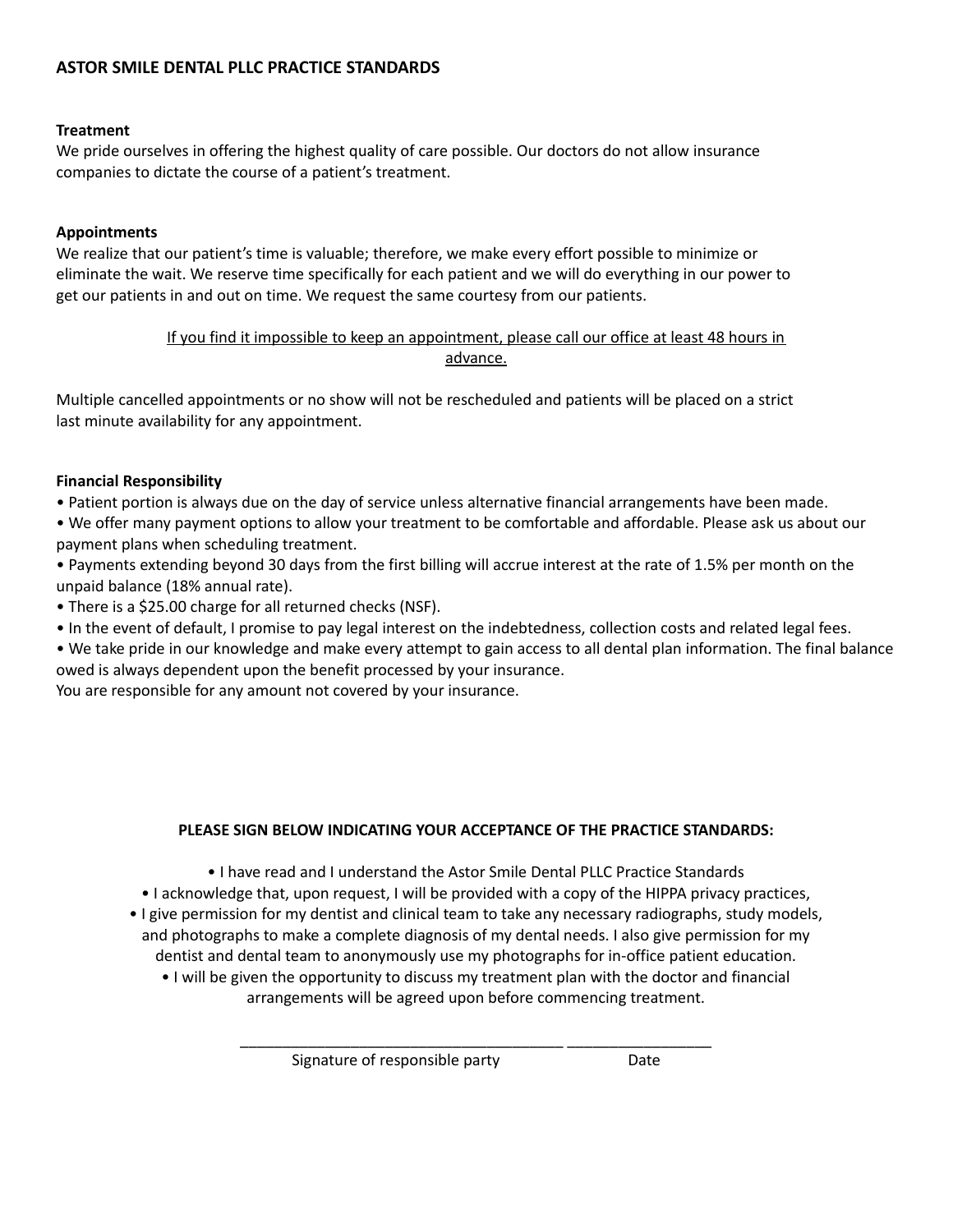# ASTOR SMILE DENTAL PLLC PRACTICE STANDARDS

**Treatment**

We pride ourselves in offering the highest quality of care possible. Our doctors do not allow insurance companies to dictate the course of a patient's treatment.

**Appointments**

We realize that our patient's time is valuable; therefore, we make every effort possible to minimize or eliminate the wait. We reserve time specifically for each patient and we will do everything in our power to get our patients in and out on time. We request the same courtesy from our patients.

<u>If you find it impossible to keep an appointment, please call our office at least 48 hours in advance.</u>

Multiple cancelled appointments or no show will not be rescheduled and patients will be placed on a strict last minute availability for any appointment.

**Financial Responsibility**

- Patient portion is always due on the day of service unless alternative financial arrangements have been made.
- We offer many payment options to allow your treatment to be comfortable and affordable. Please ask us about our payment plans when scheduling treatment.
- Payments extending beyond 30 days from the first billing will accrue interest at the rate of 1.5% per month on the unpaid balance (18% annual rate).
- There is a $25.00 charge for all returned checks (NSF).
- In the event of default, I promise to pay legal interest on the indebtedness, collection costs and related legal fees.
- We take pride in our knowledge and make every attempt to gain access to all dental plan information. The final balance owed is always dependent upon the benefit processed by your insurance.

You are responsible for any amount not covered by your insurance.

**PLEASE SIGN BELOW INDICATING YOUR ACCEPTANCE OF THE PRACTICE STANDARDS:**

- I have read and I understand the Astor Smile Dental PLLC Practice Standards
- I acknowledge that, upon request, I will be provided with a copy of the HIPPA privacy practices,
- I give permission for my dentist and clinical team to take any necessary radiographs, study models, and photographs to make a complete diagnosis of my dental needs. I also give permission for my dentist and dental team to anonymously use my photographs for in-office patient education.
- I will be given the opportunity to discuss my treatment plan with the doctor and financial arrangements will be agreed upon before commencing treatment.

_______________________________________ _________________

Signature of responsible party Date